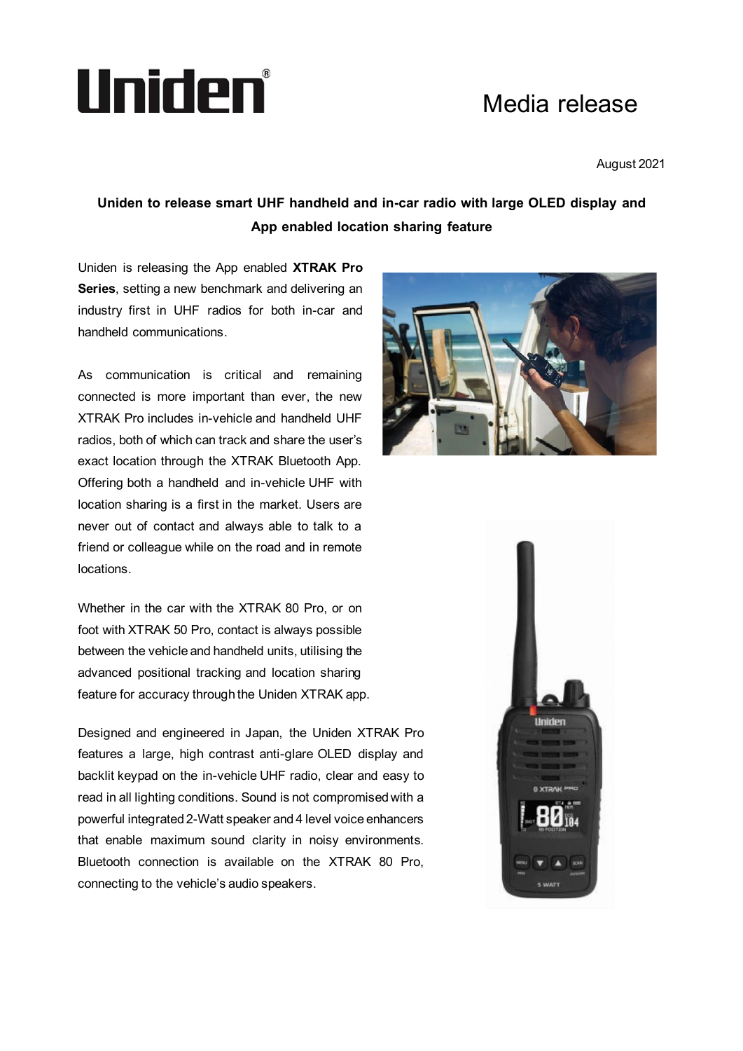# Uniden®

## Media release

August 2021

**Uniden to release smart UHF handheld and in-car radio with large OLED display and App enabled location sharing feature**

Uniden is releasing the App enabled **XTRAK Pro Series**, setting a new benchmark and delivering an industry first in UHF radios for both in-car and handheld communications.

As communication is critical and remaining connected is more important than ever, the new XTRAK Pro includes in-vehicle and handheld UHF radios, both of which can track and share the user's exact location through the XTRAK Bluetooth App. Offering both a handheld and in-vehicle UHF with location sharing is a first in the market. Users are never out of contact and always able to talk to a friend or colleague while on the road and in remote locations.

Whether in the car with the XTRAK 80 Pro, or on foot with XTRAK 50 Pro, contact is always possible between the vehicle and handheld units, utilising the advanced positional tracking and location sharing feature for accuracy through the Uniden XTRAK app.

Designed and engineered in Japan, the Uniden XTRAK Pro features a large, high contrast anti-glare OLED display and backlit keypad on the in-vehicle UHF radio, clear and easy to read in all lighting conditions. Sound is not compromised with a powerful integrated 2-Watt speaker and 4 level voice enhancers that enable maximum sound clarity in noisy environments. Bluetooth connection is available on the XTRAK 80 Pro, connecting to the vehicle's audio speakers.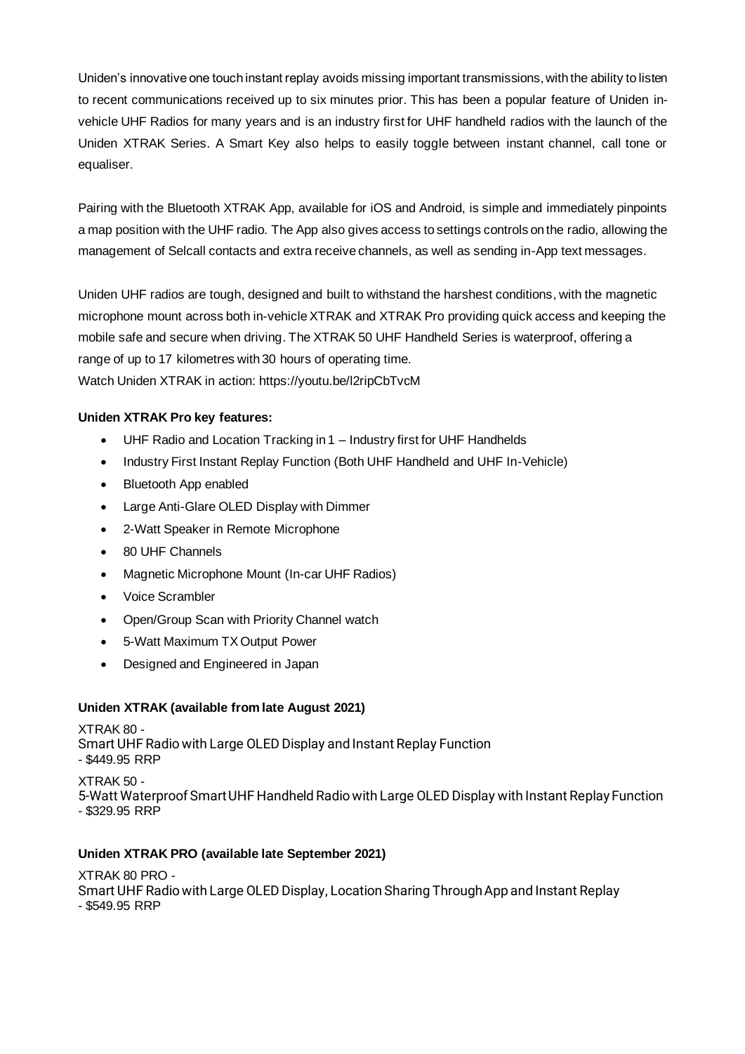Uniden's innovative one touch instant replay avoids missing important transmissions, with the ability to listen to recent communications received up to six minutes prior. This has been a popular feature of Uniden in-vehicle UHF Radios for many years and is an industry first for UHF handheld radios with the launch of the Uniden XTRAK Series. A Smart Key also helps to easily toggle between instant channel, call tone or equaliser.

Pairing with the Bluetooth XTRAK App, available for iOS and Android, is simple and immediately pinpoints a map position with the UHF radio. The App also gives access to settings controls on the radio, allowing the management of Selcall contacts and extra receive channels, as well as sending in-App text messages.

Uniden UHF radios are tough, designed and built to withstand the harshest conditions, with the magnetic microphone mount across both in-vehicle XTRAK and XTRAK Pro providing quick access and keeping the mobile safe and secure when driving. The XTRAK 50 UHF Handheld Series is waterproof, offering a range of up to 17 kilometres with 30 hours of operating time.
Watch Uniden XTRAK in action: https://youtu.be/l2ripCbTvcM

**Uniden XTRAK Pro key features:**

- UHF Radio and Location Tracking in 1 – Industry first for UHF Handhelds
- Industry First Instant Replay Function (Both UHF Handheld and UHF In-Vehicle)
- Bluetooth App enabled
- Large Anti-Glare OLED Display with Dimmer
- 2-Watt Speaker in Remote Microphone
- 80 UHF Channels
- Magnetic Microphone Mount (In-car UHF Radios)
- Voice Scrambler
- Open/Group Scan with Priority Channel watch
- 5-Watt Maximum TX Output Power
- Designed and Engineered in Japan

**Uniden XTRAK (available from late August 2021)**

XTRAK 80 -
Smart UHF Radio with Large OLED Display and Instant Replay Function
- $449.95 RRP

XTRAK 50 -
5-Watt Waterproof Smart UHF Handheld Radio with Large OLED Display with Instant Replay Function
- $329.95 RRP

**Uniden XTRAK PRO (available late September 2021)**

XTRAK 80 PRO -
Smart UHF Radio with Large OLED Display, Location Sharing Through App and Instant Replay
- $549.95 RRP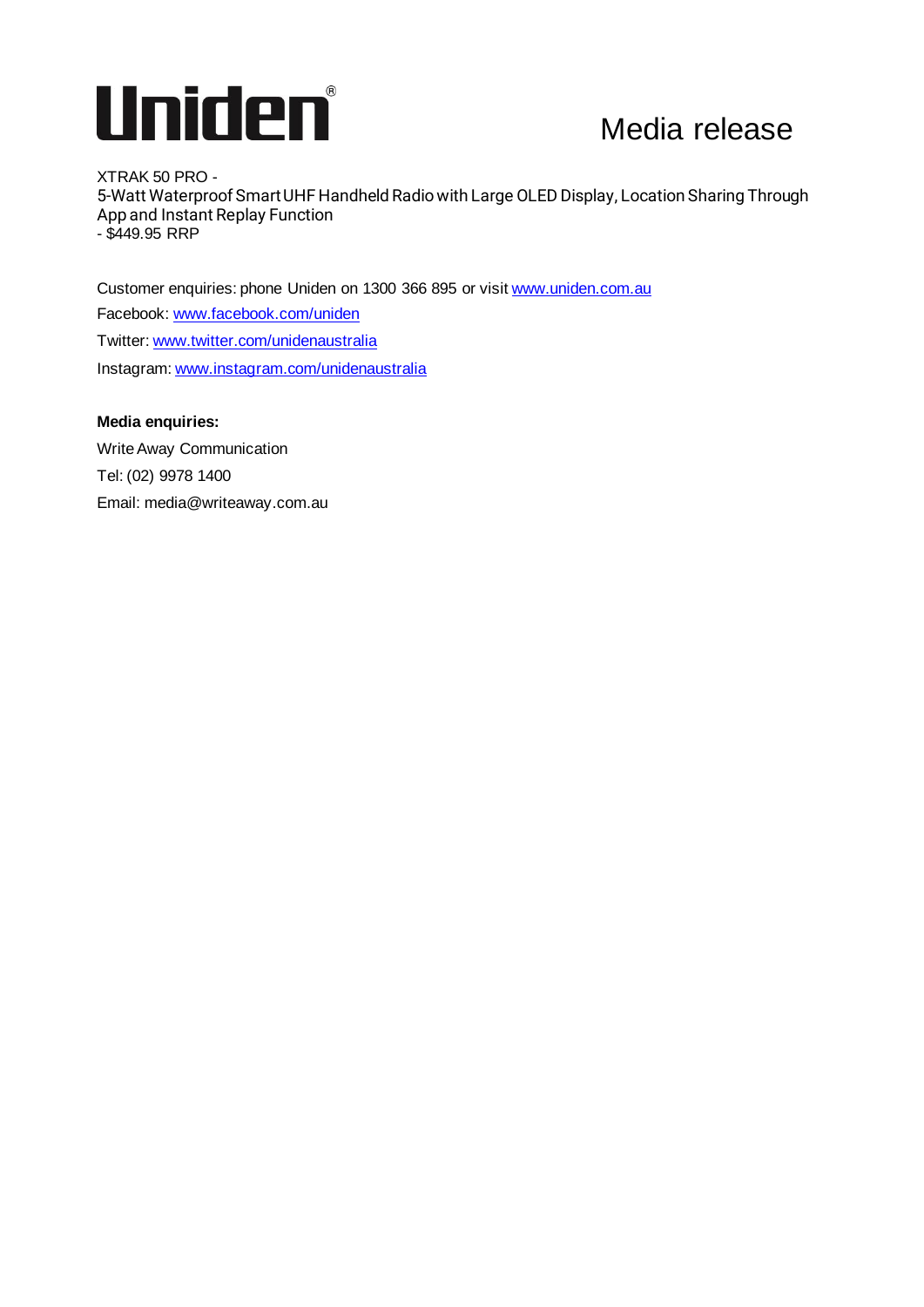Uniden®

Media release

XTRAK 50 PRO -
5-Watt Waterproof Smart UHF Handheld Radio with Large OLED Display, Location Sharing Through App and Instant Replay Function
- $449.95 RRP

Customer enquiries: phone Uniden on 1300 366 895 or visit www.uniden.com.au

Facebook: www.facebook.com/uniden

Twitter: www.twitter.com/unidenaustralia

Instagram: www.instagram.com/unidenaustralia

**Media enquiries:**

Write Away Communication

Tel: (02) 9978 1400

Email: media@writeaway.com.au